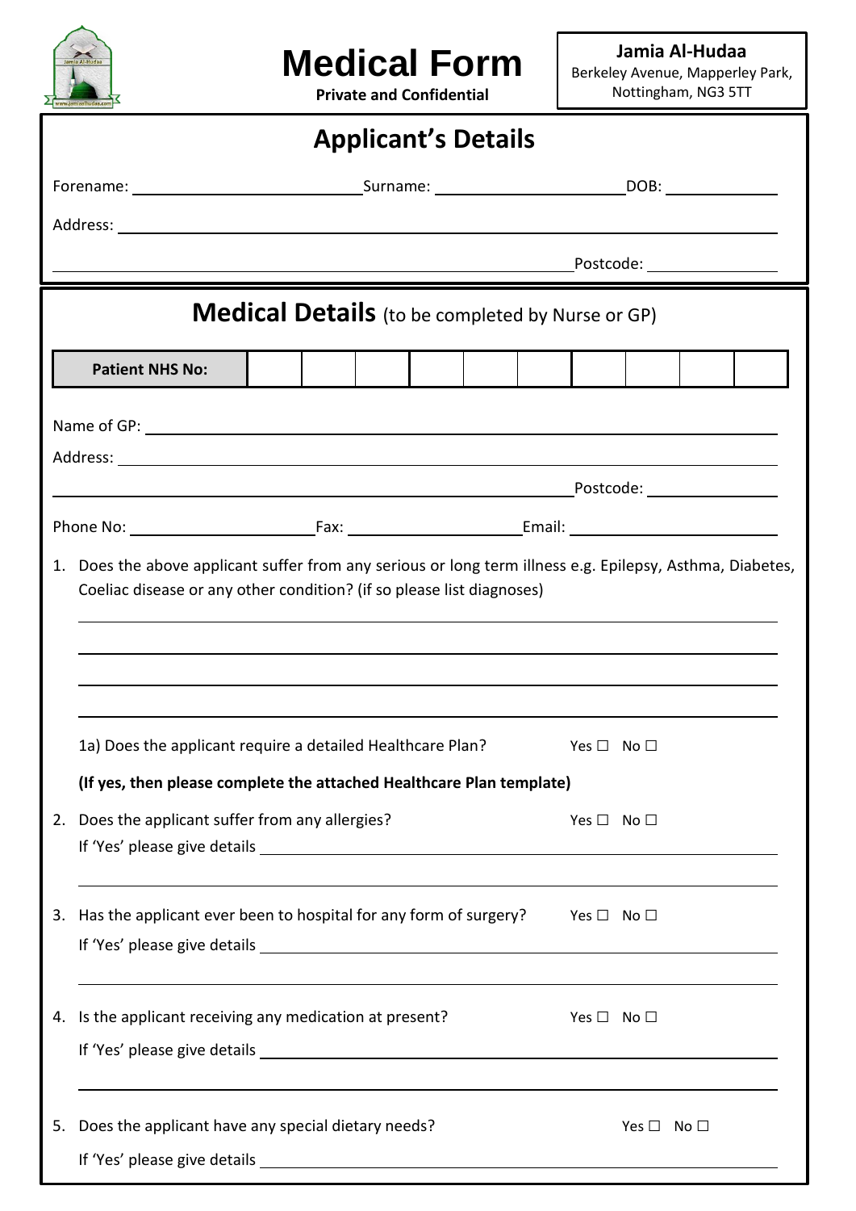# Medical Form

**Private and Confidential**

**Jamia Al-Hudaa**
Berkeley Avenue, Mapperley Park,
Nottingham, NG3 5TT

## Applicant's Details

Forename: ______________________ Surname: ______________________ DOB: ____________

Address: ____________________________________________________________________

____________________________________________________ Postcode: ______________

## Medical Details (to be completed by Nurse or GP)

| **Patient NHS No:** | | | | | | | | | | |
|---|---|---|---|---|---|---|---|---|---|---|

Name of GP: __________________________________________________________________

Address: ____________________________________________________________________

____________________________________________________ Postcode: ______________

Phone No: ____________________ Fax: ____________________ Email: ____________________

1. Does the above applicant suffer from any serious or long term illness e.g. Epilepsy, Asthma, Diabetes, Coeliac disease or any other condition? (if so please list diagnoses)

   ______________________________________________________________________________

   ______________________________________________________________________________

   ______________________________________________________________________________

   ______________________________________________________________________________

   1a) Does the applicant require a detailed Healthcare Plan? Yes ☐ No ☐

   **(If yes, then please complete the attached Healthcare Plan template)**

2. Does the applicant suffer from any allergies? Yes ☐ No ☐

   If 'Yes' please give details ____________________________________________________

   ______________________________________________________________________________

3. Has the applicant ever been to hospital for any form of surgery? Yes ☐ No ☐

   If 'Yes' please give details ____________________________________________________

   ______________________________________________________________________________

4. Is the applicant receiving any medication at present? Yes ☐ No ☐

   If 'Yes' please give details ____________________________________________________

   ______________________________________________________________________________

5. Does the applicant have any special dietary needs? Yes ☐ No ☐

   If 'Yes' please give details ____________________________________________________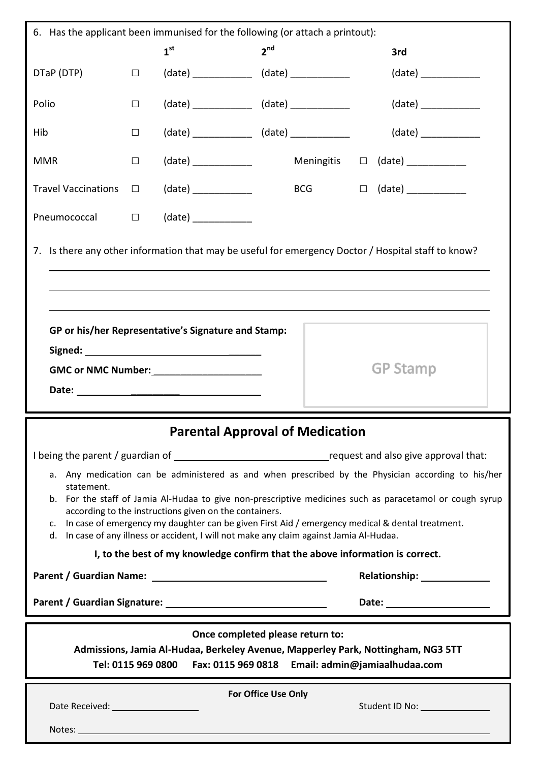6. Has the applicant been immunised for the following (or attach a printout):

| | | 1st | 2nd | | | 3rd |
|---|---|---|---|---|---|---|
| DTaP (DTP) | ☐ | (date) ___________ | (date) ___________ | | | (date) ___________ |
| Polio | ☐ | (date) ___________ | (date) ___________ | | | (date) ___________ |
| Hib | ☐ | (date) ___________ | (date) ___________ | | | (date) ___________ |
| MMR | ☐ | (date) ___________ | | Meningitis | ☐ | (date) ___________ |
| Travel Vaccinations | ☐ | (date) ___________ | | BCG | ☐ | (date) ___________ |
| Pneumococcal | ☐ | (date) ___________ | | | | |

7. Is there any other information that may be useful for emergency Doctor / Hospital staff to know?

______________________________________________________________________

______________________________________________________________________

______________________________________________________________________

**GP or his/her Representative's Signature and Stamp:**

**Signed:** ______________________________

**GMC or NMC Number:** ______________________

**Date:** ______________________________

GP Stamp

## Parental Approval of Medication

I being the parent / guardian of ______________________________ request and also give approval that:

a. Any medication can be administered as and when prescribed by the Physician according to his/her statement.
b. For the staff of Jamia Al-Hudaa to give non-prescriptive medicines such as paracetamol or cough syrup according to the instructions given on the containers.
c. In case of emergency my daughter can be given First Aid / emergency medical & dental treatment.
d. In case of any illness or accident, I will not make any claim against Jamia Al-Hudaa.

**I, to the best of my knowledge confirm that the above information is correct.**

**Parent / Guardian Name:** ________________________________ **Relationship:** _____________

**Parent / Guardian Signature:** ______________________________ **Date:** ____________________

**Once completed please return to:**

**Admissions, Jamia Al-Hudaa, Berkeley Avenue, Mapperley Park, Nottingham, NG3 5TT**

**Tel: 0115 969 0800 Fax: 0115 969 0818 Email: admin@jamiaalhudaa.com**

**For Office Use Only**

Date Received: _________________ Student ID No: ______________

Notes: ______________________________________________________________________